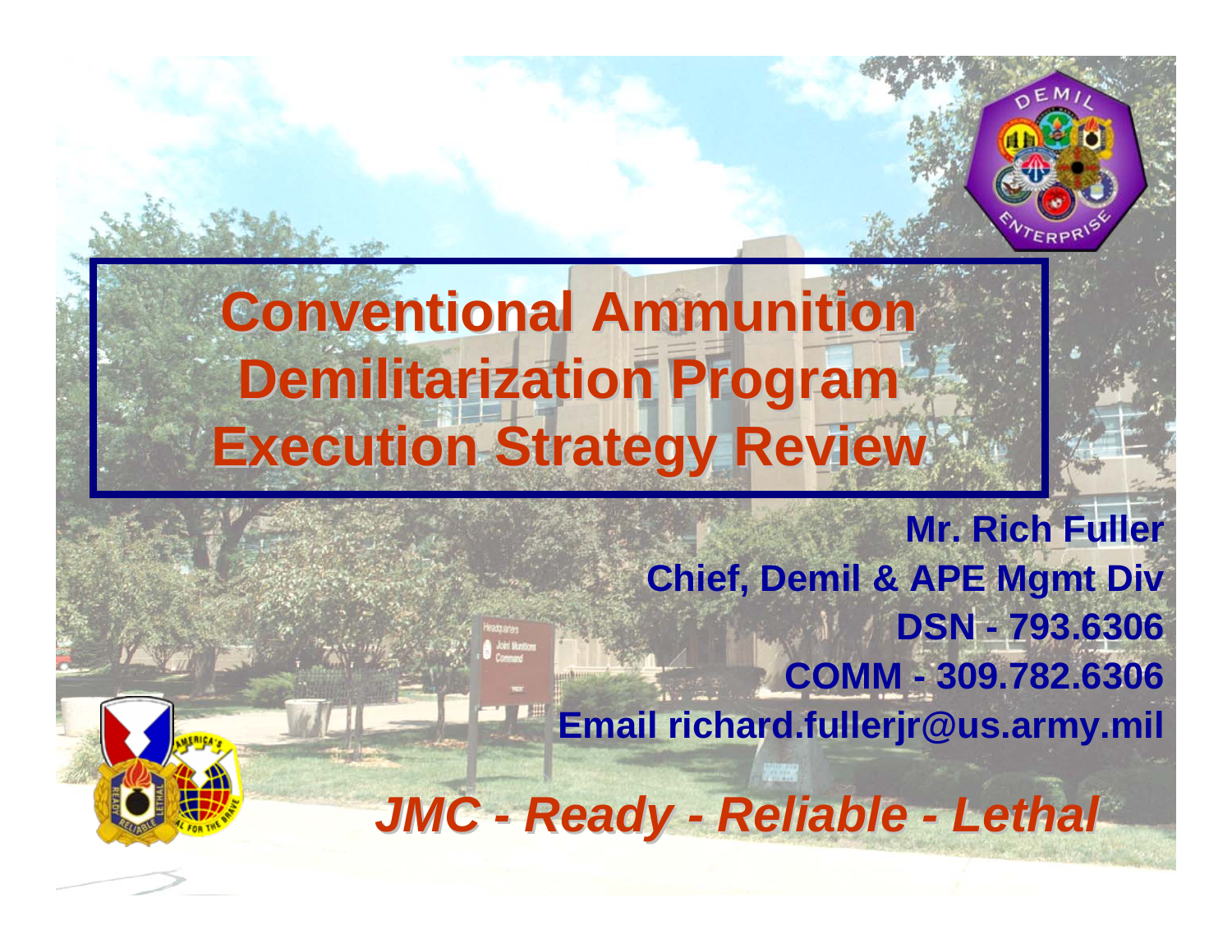# Conventional Ammunition Demilitarization Program Execution Strategy Review

**Mr. Rich Fuller**
**Chief, Demil & APE Mgmt Div**
**DSN - 793.6306**
**COMM - 309.782.6306**
**Email richard.fullerjr@us.army.mil**

***JMC - Ready - Reliable - Lethal***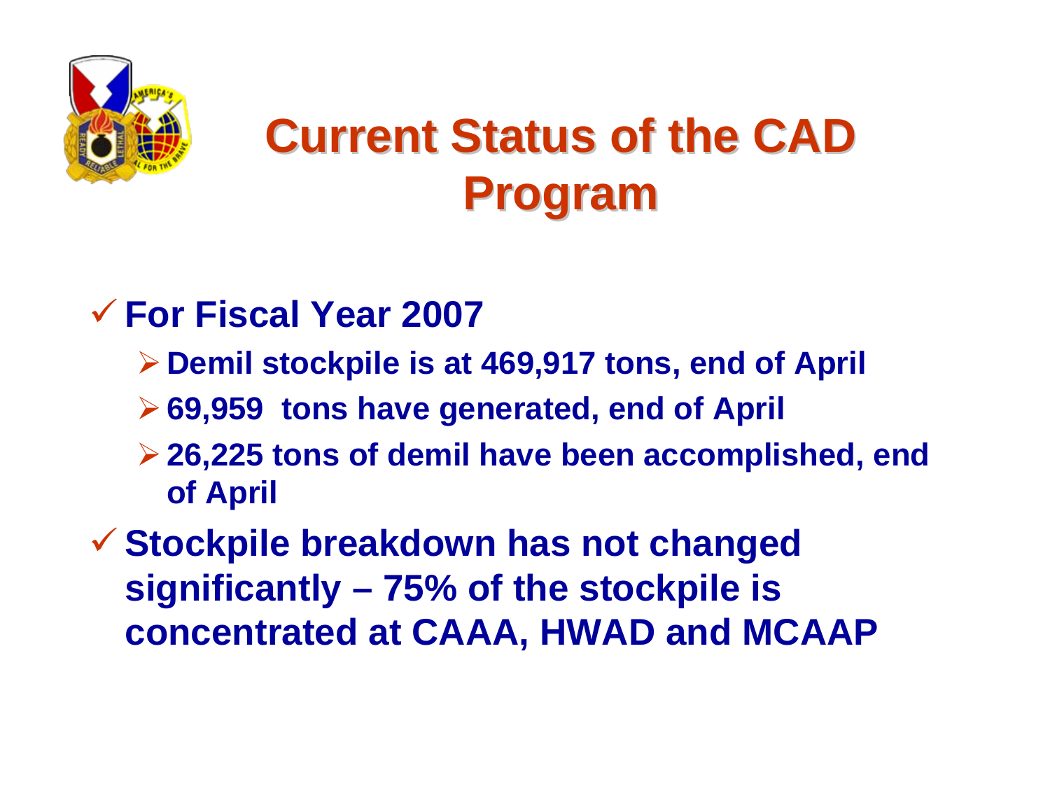# Current Status of the CAD Program

- For Fiscal Year 2007
  - Demil stockpile is at 469,917 tons, end of April
  - 69,959 tons have generated, end of April
  - 26,225 tons of demil have been accomplished, end of April
- Stockpile breakdown has not changed significantly – 75% of the stockpile is concentrated at CAAA, HWAD and MCAAP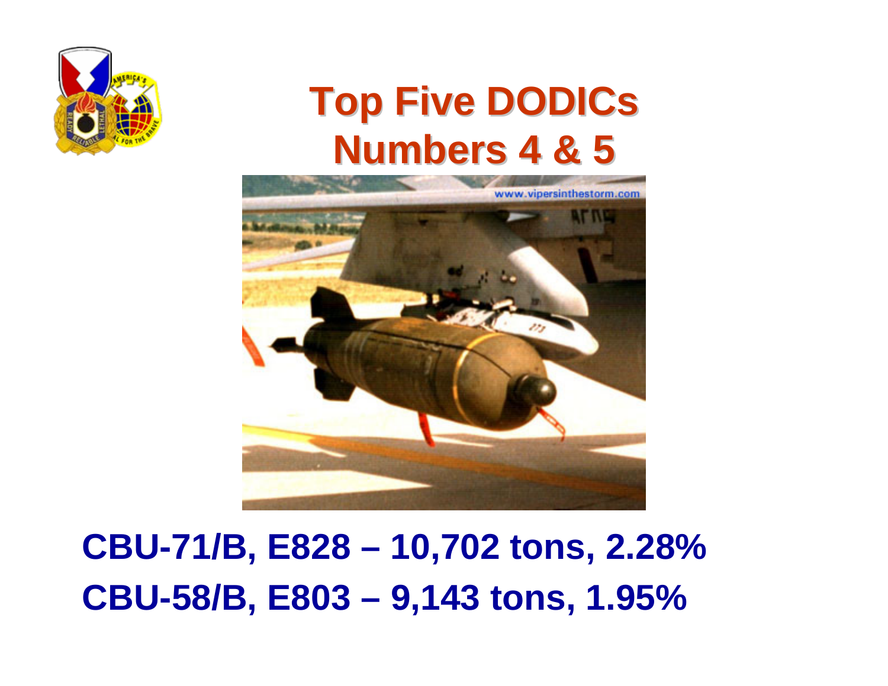# Top Five DODICs Numbers 4 & 5

**CBU-71/B, E828 – 10,702 tons, 2.28%**

**CBU-58/B, E803 – 9,143 tons, 1.95%**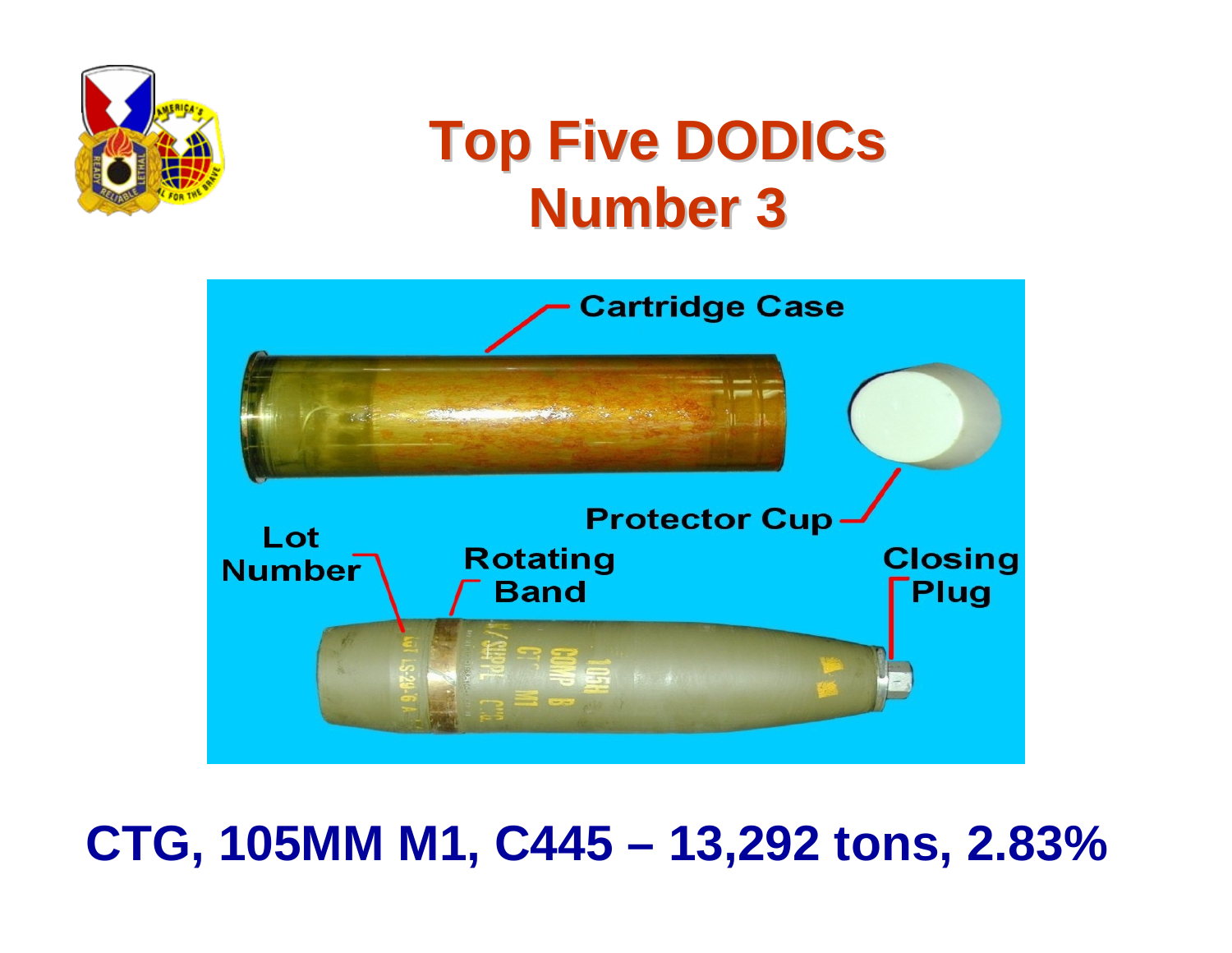# Top Five DODICs
# Number 3

Cartridge Case

Protector Cup

Lot Number

Rotating Band

Closing Plug

**CTG, 105MM M1, C445 – 13,292 tons, 2.83%**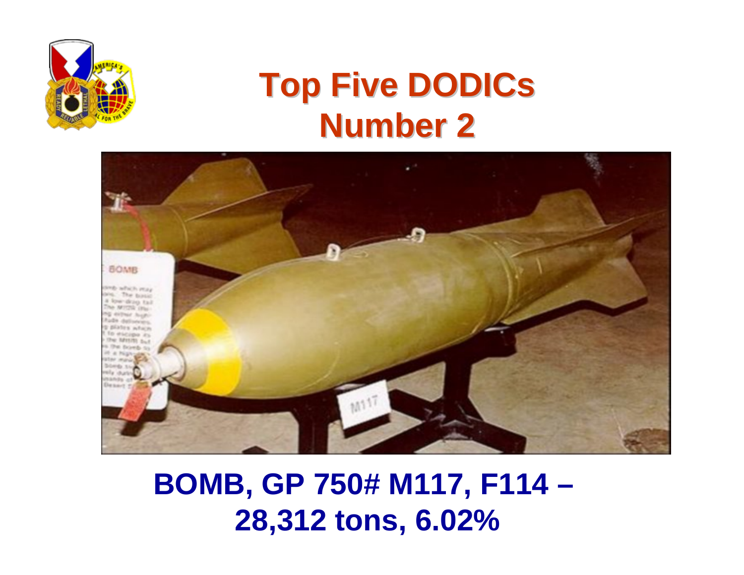# Top Five DODICs
# Number 2

**BOMB, GP 750# M117, F114 – 28,312 tons, 6.02%**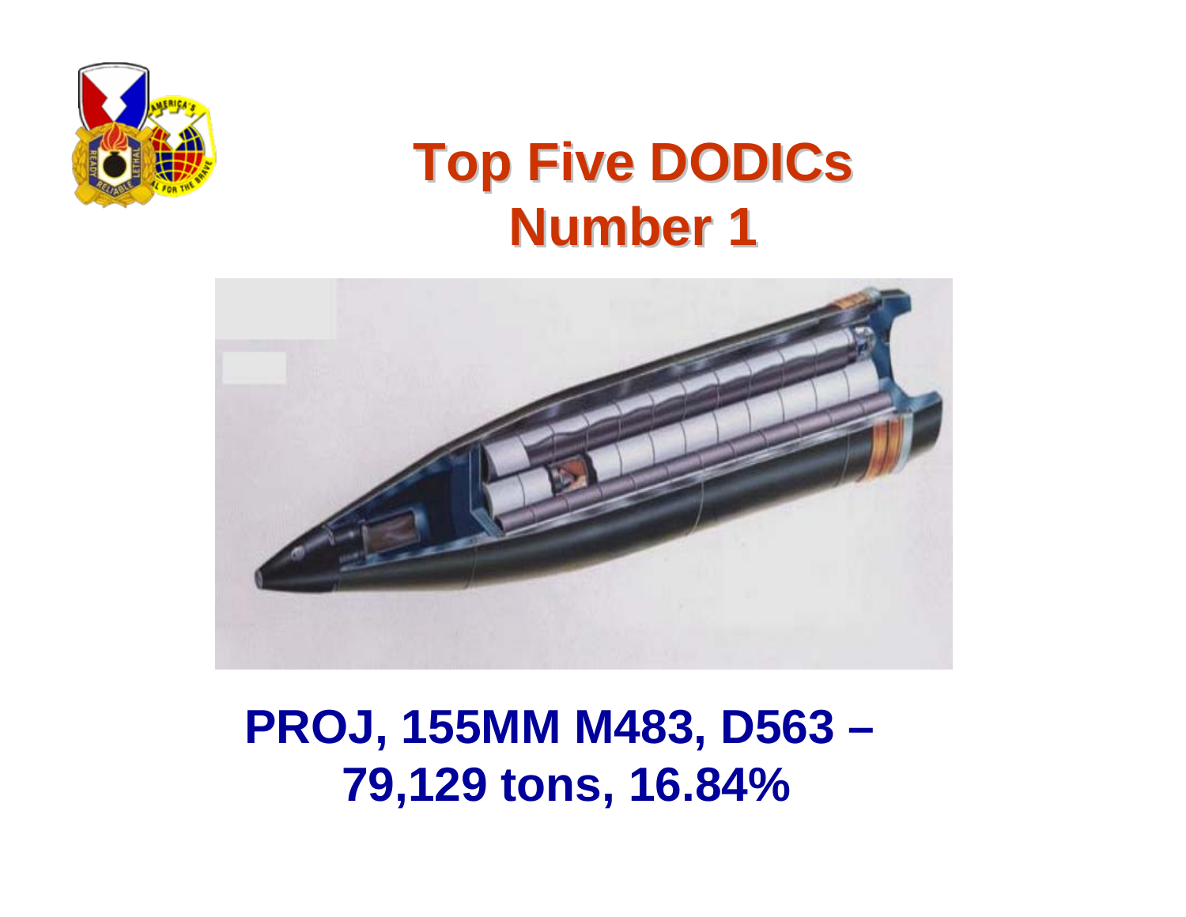# Top Five DODICs
## Number 1

**PROJ, 155MM M483, D563 – 79,129 tons, 16.84%**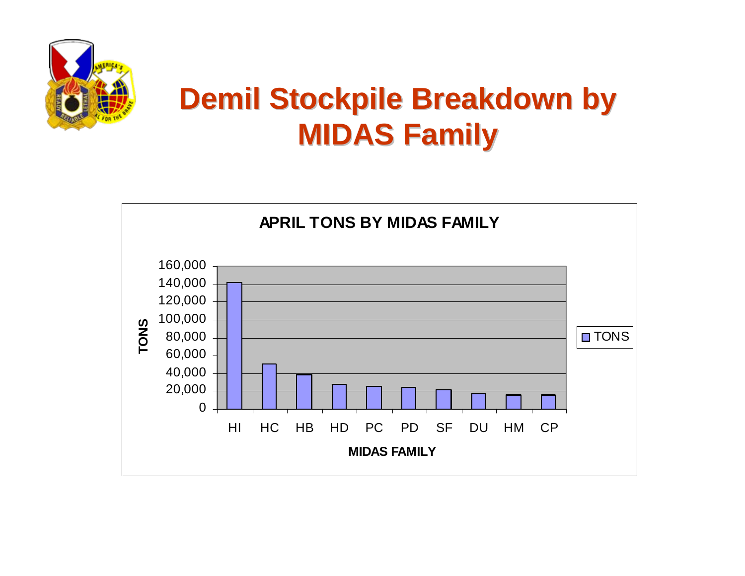# Demil Stockpile Breakdown by MIDAS Family

**APRIL TONS BY MIDAS FAMILY**

TONS

160,000
140,000
120,000
100,000
80,000
60,000
40,000
20,000
0

HI HC HB HD PC PD SF DU HM CP

**MIDAS FAMILY**

TONS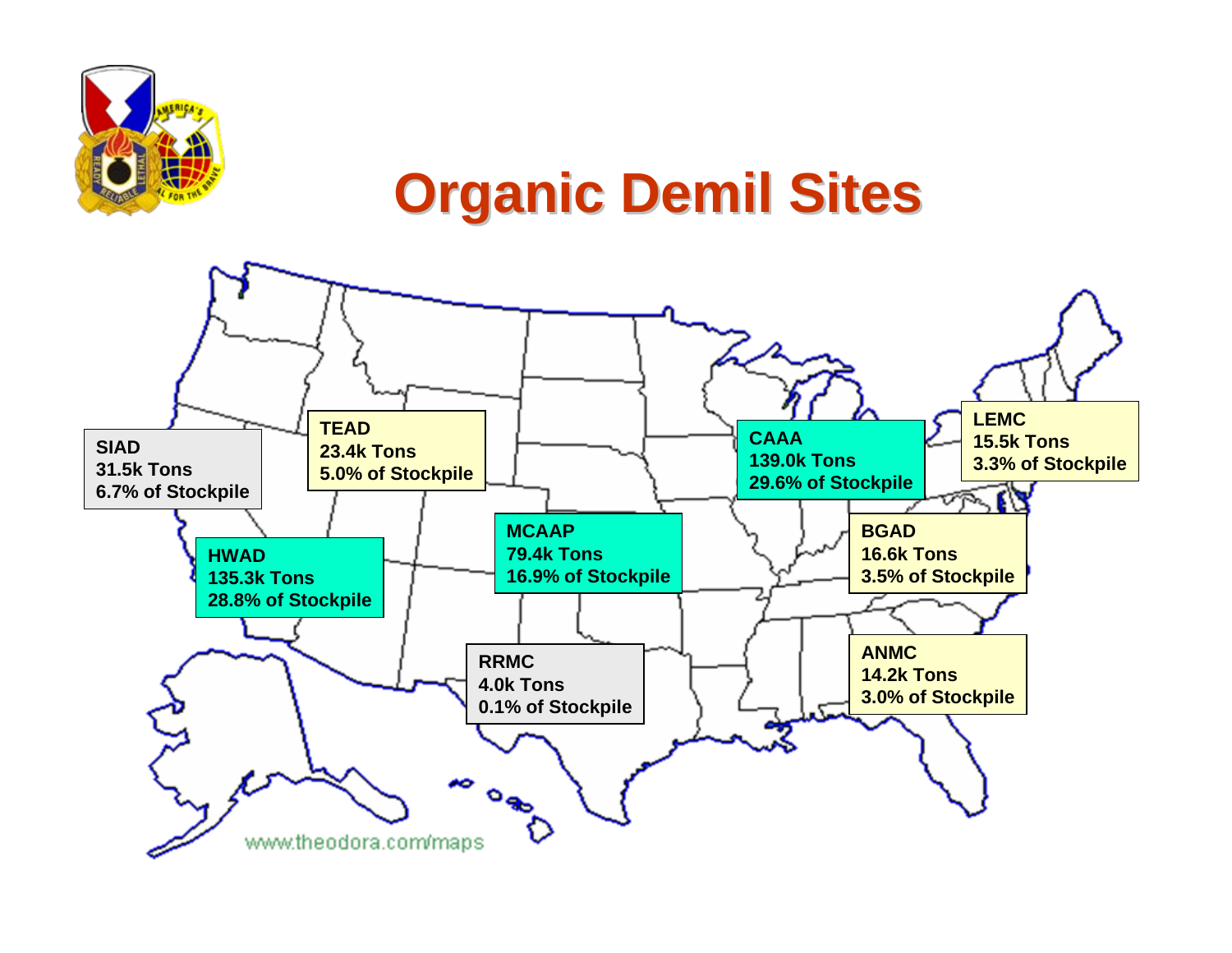# Organic Demil Sites

**SIAD**
**31.5k Tons**
**6.7% of Stockpile**

**TEAD**
**23.4k Tons**
**5.0% of Stockpile**

**HWAD**
**135.3k Tons**
**28.8% of Stockpile**

**MCAAP**
**79.4k Tons**
**16.9% of Stockpile**

**RRMC**
**4.0k Tons**
**0.1% of Stockpile**

**CAAA**
**139.0k Tons**
**29.6% of Stockpile**

**LEMC**
**15.5k Tons**
**3.3% of Stockpile**

**BGAD**
**16.6k Tons**
**3.5% of Stockpile**

**ANMC**
**14.2k Tons**
**3.0% of Stockpile**

www.theodora.com/maps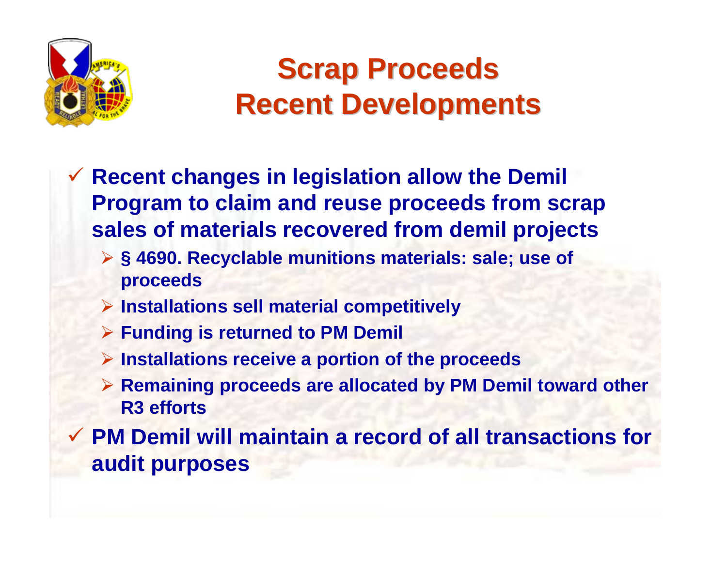# Scrap Proceeds Recent Developments

- Recent changes in legislation allow the Demil Program to claim and reuse proceeds from scrap sales of materials recovered from demil projects
  - § 4690. Recyclable munitions materials: sale; use of proceeds
  - Installations sell material competitively
  - Funding is returned to PM Demil
  - Installations receive a portion of the proceeds
  - Remaining proceeds are allocated by PM Demil toward other R3 efforts
- PM Demil will maintain a record of all transactions for audit purposes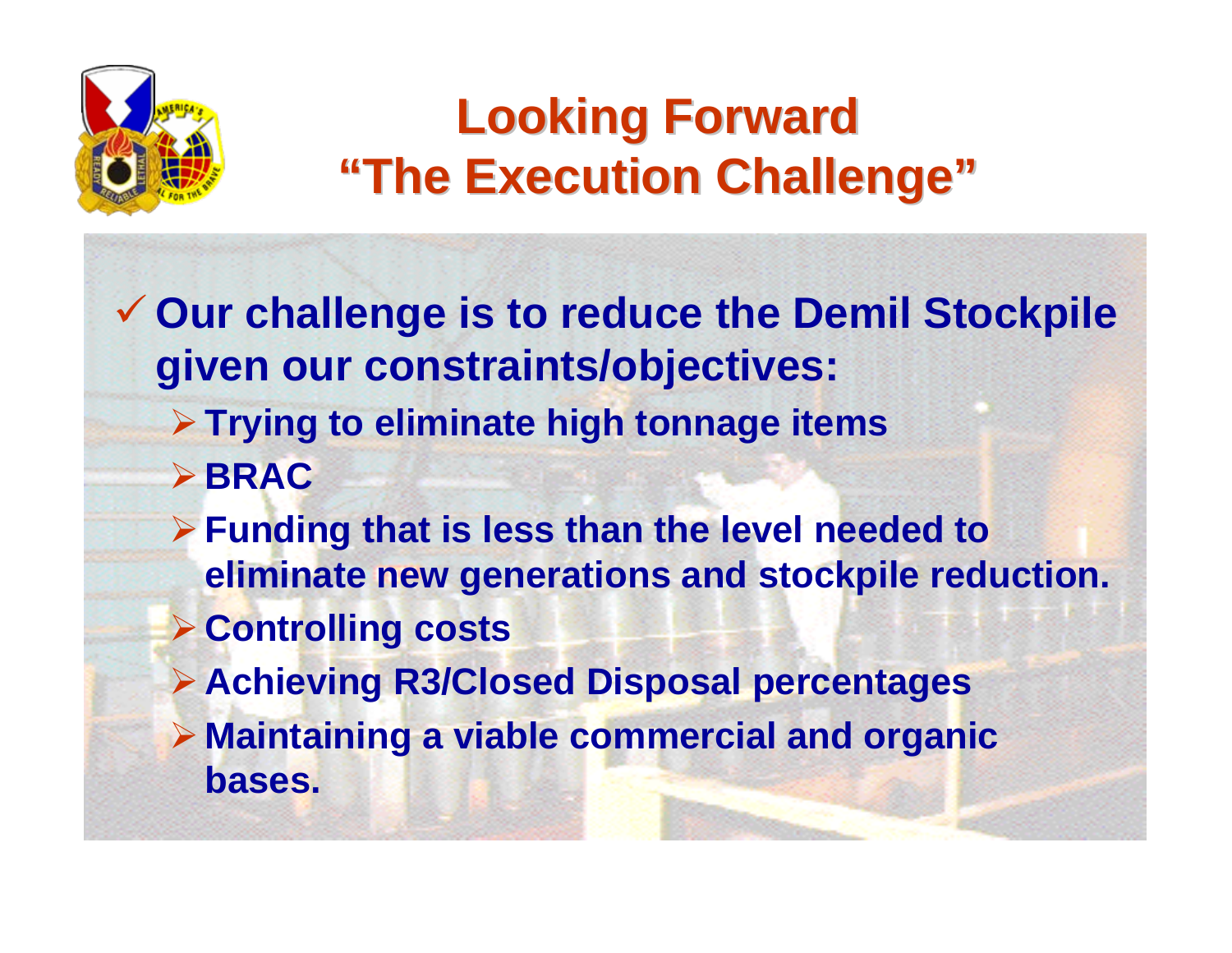# Looking Forward
# "The Execution Challenge"

- Our challenge is to reduce the Demil Stockpile given our constraints/objectives:
  - Trying to eliminate high tonnage items
  - BRAC
  - Funding that is less than the level needed to eliminate new generations and stockpile reduction.
  - Controlling costs
  - Achieving R3/Closed Disposal percentages
  - Maintaining a viable commercial and organic bases.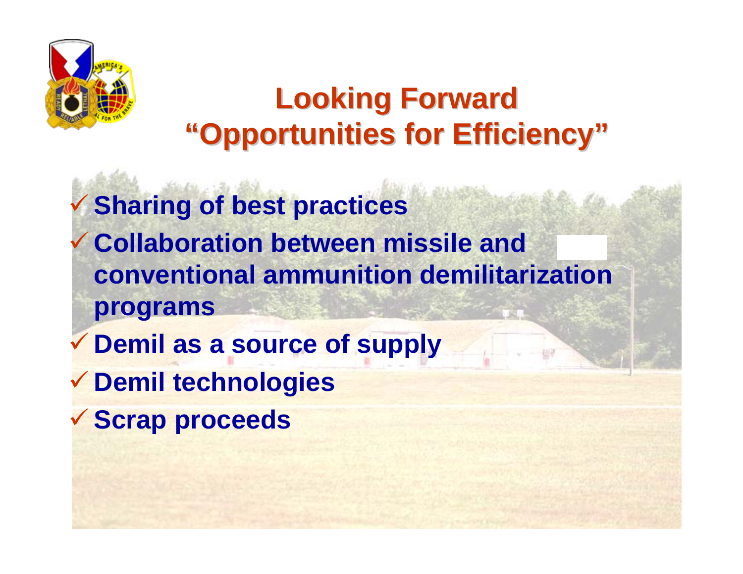# Looking Forward "Opportunities for Efficiency"

- ✓ Sharing of best practices
- ✓ Collaboration between missile and conventional ammunition demilitarization programs
- ✓ Demil as a source of supply
- ✓ Demil technologies
- ✓ Scrap proceeds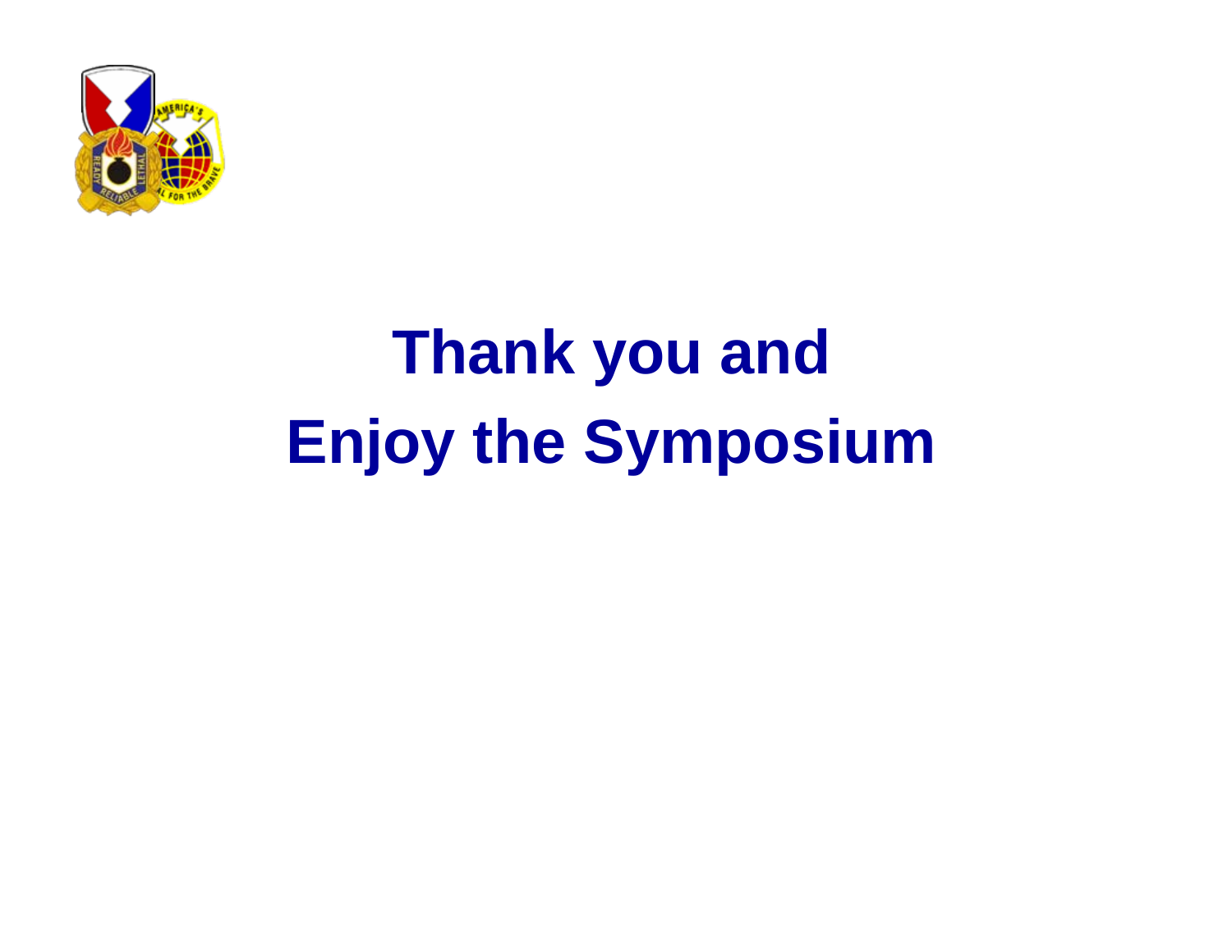# Thank you and
# Enjoy the Symposium